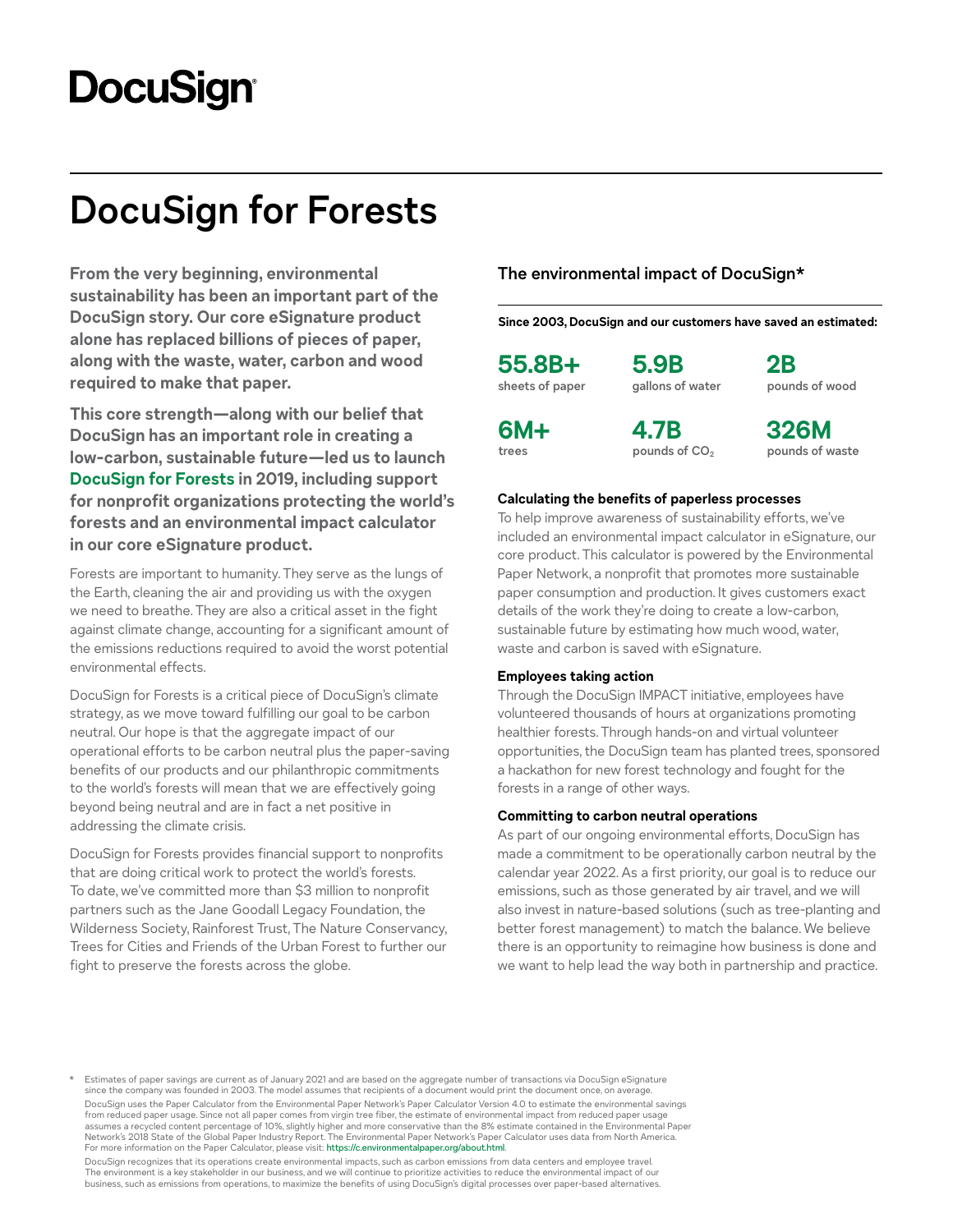DocuSign

# DocuSign for Forests

**From the very beginning, environmental sustainability has been an important part of the DocuSign story. Our core eSignature product alone has replaced billions of pieces of paper, along with the waste, water, carbon and wood required to make that paper.**

**This core strength—along with our belief that DocuSign has an important role in creating a low-carbon, sustainable future—led us to launch DocuSign for Forests in 2019, including support for nonprofit organizations protecting the world's forests and an environmental impact calculator in our core eSignature product.**

Forests are important to humanity. They serve as the lungs of the Earth, cleaning the air and providing us with the oxygen we need to breathe. They are also a critical asset in the fight against climate change, accounting for a significant amount of the emissions reductions required to avoid the worst potential environmental effects.

DocuSign for Forests is a critical piece of DocuSign's climate strategy, as we move toward fulfilling our goal to be carbon neutral. Our hope is that the aggregate impact of our operational efforts to be carbon neutral plus the paper-saving benefits of our products and our philanthropic commitments to the world's forests will mean that we are effectively going beyond being neutral and are in fact a net positive in addressing the climate crisis.

DocuSign for Forests provides financial support to nonprofits that are doing critical work to protect the world's forests. To date, we've committed more than $3 million to nonprofit partners such as the Jane Goodall Legacy Foundation, the Wilderness Society, Rainforest Trust, The Nature Conservancy, Trees for Cities and Friends of the Urban Forest to further our fight to preserve the forests across the globe.

## The environmental impact of DocuSign*

**Since 2003, DocuSign and our customers have saved an estimated:**

| | | |
|---|---|---|
| **55.8B+** sheets of paper | **5.9B** gallons of water | **2B** pounds of wood |
| **6M+** trees | **4.7B** pounds of $CO_2$ | **326M** pounds of waste |

### Calculating the benefits of paperless processes

To help improve awareness of sustainability efforts, we've included an environmental impact calculator in eSignature, our core product. This calculator is powered by the Environmental Paper Network, a nonprofit that promotes more sustainable paper consumption and production. It gives customers exact details of the work they're doing to create a low-carbon, sustainable future by estimating how much wood, water, waste and carbon is saved with eSignature.

### Employees taking action

Through the DocuSign IMPACT initiative, employees have volunteered thousands of hours at organizations promoting healthier forests. Through hands-on and virtual volunteer opportunities, the DocuSign team has planted trees, sponsored a hackathon for new forest technology and fought for the forests in a range of other ways.

### Committing to carbon neutral operations

As part of our ongoing environmental efforts, DocuSign has made a commitment to be operationally carbon neutral by the calendar year 2022. As a first priority, our goal is to reduce our emissions, such as those generated by air travel, and we will also invest in nature-based solutions (such as tree-planting and better forest management) to match the balance. We believe there is an opportunity to reimagine how business is done and we want to help lead the way both in partnership and practice.

\* Estimates of paper savings are current as of January 2021 and are based on the aggregate number of transactions via DocuSign eSignature since the company was founded in 2003. The model assumes that recipients of a document would print the document once, on average.
DocuSign uses the Paper Calculator from the Environmental Paper Network's Paper Calculator Version 4.0 to estimate the environmental savings from reduced paper usage. Since not all paper comes from virgin tree fiber, the estimate of environmental impact from reduced paper usage assumes a recycled content percentage of 10%, slightly higher and more conservative than the 8% estimate contained in the Environmental Paper Network's 2018 State of the Global Paper Industry Report. The Environmental Paper Network's Paper Calculator uses data from North America. For more information on the Paper Calculator, please visit: https://c.environmentalpaper.org/about.html.

DocuSign recognizes that its operations create environmental impacts, such as carbon emissions from data centers and employee travel. The environment is a key stakeholder in our business, and we will continue to prioritize activities to reduce the environmental impact of our business, such as emissions from operations, to maximize the benefits of using DocuSign's digital processes over paper-based alternatives.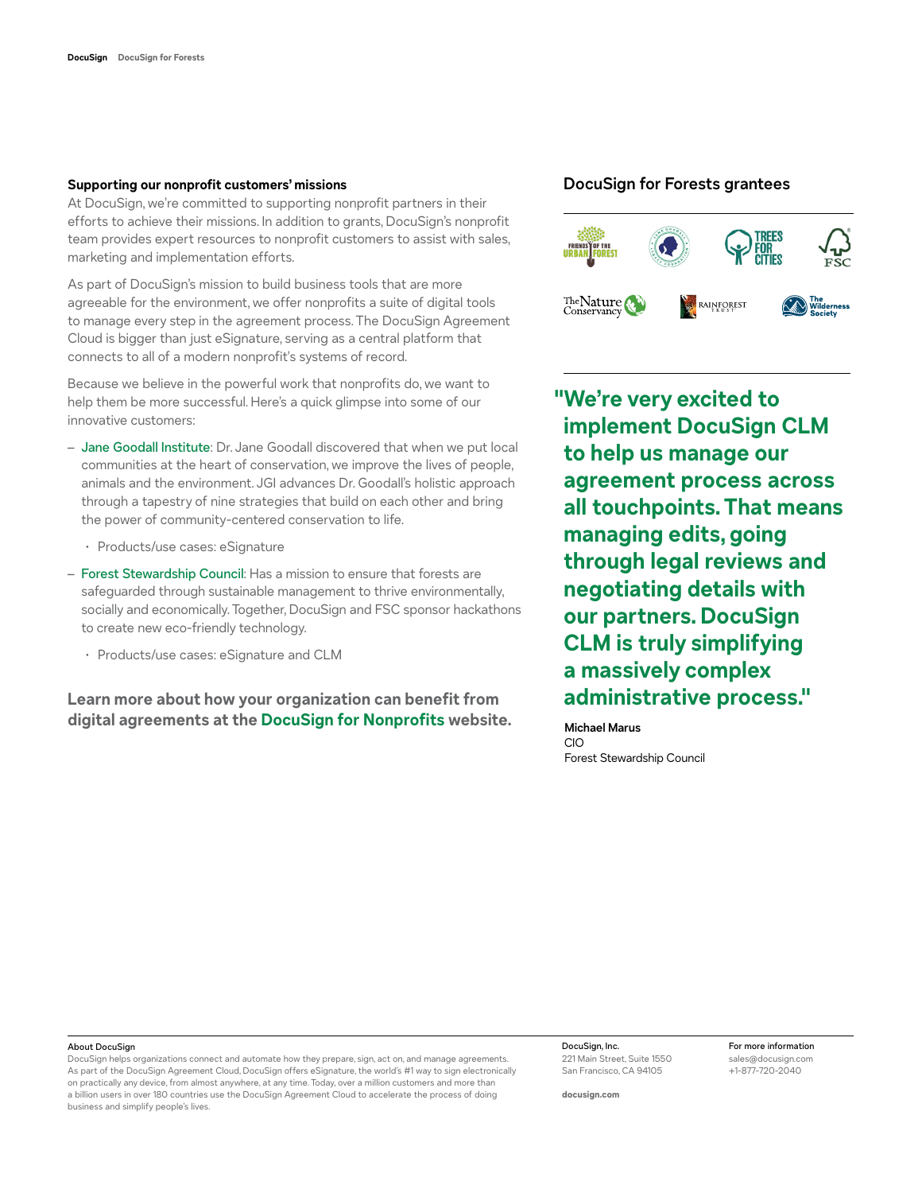### Supporting our nonprofit customers' missions

At DocuSign, we're committed to supporting nonprofit partners in their efforts to achieve their missions. In addition to grants, DocuSign's nonprofit team provides expert resources to nonprofit customers to assist with sales, marketing and implementation efforts.

As part of DocuSign's mission to build business tools that are more agreeable for the environment, we offer nonprofits a suite of digital tools to manage every step in the agreement process. The DocuSign Agreement Cloud is bigger than just eSignature, serving as a central platform that connects to all of a modern nonprofit's systems of record.

Because we believe in the powerful work that nonprofits do, we want to help them be more successful. Here's a quick glimpse into some of our innovative customers:

- Jane Goodall Institute: Dr. Jane Goodall discovered that when we put local communities at the heart of conservation, we improve the lives of people, animals and the environment. JGI advances Dr. Goodall's holistic approach through a tapestry of nine strategies that build on each other and bring the power of community-centered conservation to life.
  - Products/use cases: eSignature
- Forest Stewardship Council: Has a mission to ensure that forests are safeguarded through sustainable management to thrive environmentally, socially and economically. Together, DocuSign and FSC sponsor hackathons to create new eco-friendly technology.
  - Products/use cases: eSignature and CLM

**Learn more about how your organization can benefit from digital agreements at the DocuSign for Nonprofits website.**

### DocuSign for Forests grantees

Friends of the Urban Forest
Trees for Cities
FSC
The Nature Conservancy
Rainforest Trust
The Wilderness Society

**"We're very excited to implement DocuSign CLM to help us manage our agreement process across all touchpoints. That means managing edits, going through legal reviews and negotiating details with our partners. DocuSign CLM is truly simplifying a massively complex administrative process."**

**Michael Marus**
CIO
Forest Stewardship Council

About DocuSign
DocuSign helps organizations connect and automate how they prepare, sign, act on, and manage agreements. As part of the DocuSign Agreement Cloud, DocuSign offers eSignature, the world's #1 way to sign electronically on practically any device, from almost anywhere, at any time. Today, over a million customers and more than a billion users in over 180 countries use the DocuSign Agreement Cloud to accelerate the process of doing business and simplify people's lives.

DocuSign, Inc.
221 Main Street, Suite 1550
San Francisco, CA 94105

**docusign.com**

For more information
sales@docusign.com
+1-877-720-2040